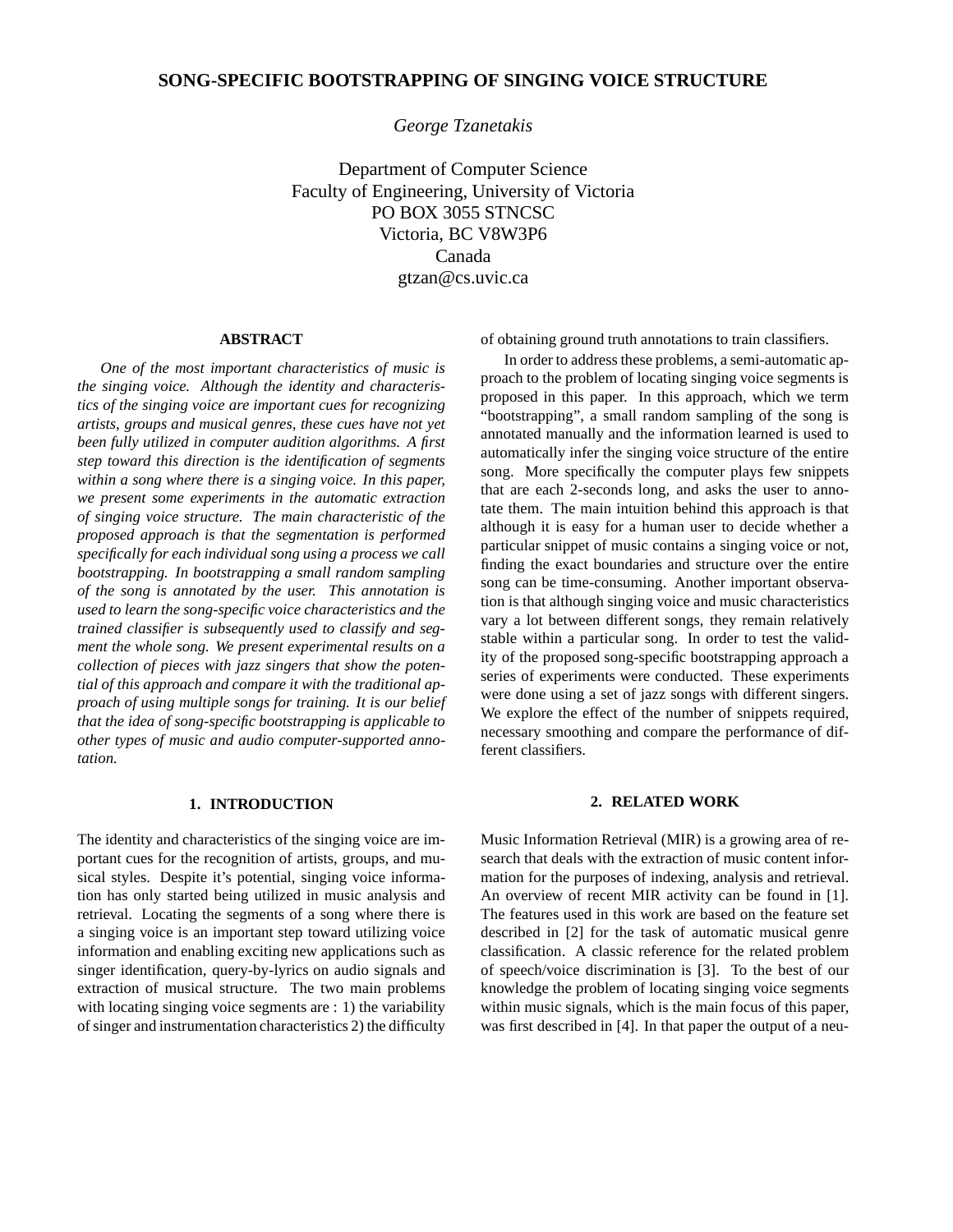# SONG-SPECIFIC BOOTSTRAPPING OF SINGING VOICE STRUCTURE

*George Tzanetakis*

Department of Computer Science
Faculty of Engineering, University of Victoria
PO BOX 3055 STNCSC
Victoria, BC V8W3P6
Canada
gtzan@cs.uvic.ca

## ABSTRACT

*One of the most important characteristics of music is the singing voice. Although the identity and characteristics of the singing voice are important cues for recognizing artists, groups and musical genres, these cues have not yet been fully utilized in computer audition algorithms. A first step toward this direction is the identification of segments within a song where there is a singing voice. In this paper, we present some experiments in the automatic extraction of singing voice structure. The main characteristic of the proposed approach is that the segmentation is performed specifically for each individual song using a process we call bootstrapping. In bootstrapping a small random sampling of the song is annotated by the user. This annotation is used to learn the song-specific voice characteristics and the trained classifier is subsequently used to classify and segment the whole song. We present experimental results on a collection of pieces with jazz singers that show the potential of this approach and compare it with the traditional approach of using multiple songs for training. It is our belief that the idea of song-specific bootstrapping is applicable to other types of music and audio computer-supported annotation.*

## 1. INTRODUCTION

The identity and characteristics of the singing voice are important cues for the recognition of artists, groups, and musical styles. Despite it's potential, singing voice information has only started being utilized in music analysis and retrieval. Locating the segments of a song where there is a singing voice is an important step toward utilizing voice information and enabling exciting new applications such as singer identification, query-by-lyrics on audio signals and extraction of musical structure. The two main problems with locating singing voice segments are : 1) the variability of singer and instrumentation characteristics 2) the difficulty of obtaining ground truth annotations to train classifiers.

In order to address these problems, a semi-automatic approach to the problem of locating singing voice segments is proposed in this paper. In this approach, which we term "bootstrapping", a small random sampling of the song is annotated manually and the information learned is used to automatically infer the singing voice structure of the entire song. More specifically the computer plays few snippets that are each 2-seconds long, and asks the user to annotate them. The main intuition behind this approach is that although it is easy for a human user to decide whether a particular snippet of music contains a singing voice or not, finding the exact boundaries and structure over the entire song can be time-consuming. Another important observation is that although singing voice and music characteristics vary a lot between different songs, they remain relatively stable within a particular song. In order to test the validity of the proposed song-specific bootstrapping approach a series of experiments were conducted. These experiments were done using a set of jazz songs with different singers. We explore the effect of the number of snippets required, necessary smoothing and compare the performance of different classifiers.

## 2. RELATED WORK

Music Information Retrieval (MIR) is a growing area of research that deals with the extraction of music content information for the purposes of indexing, analysis and retrieval. An overview of recent MIR activity can be found in [1]. The features used in this work are based on the feature set described in [2] for the task of automatic musical genre classification. A classic reference for the related problem of speech/voice discrimination is [3]. To the best of our knowledge the problem of locating singing voice segments within music signals, which is the main focus of this paper, was first described in [4]. In that paper the output of a neu-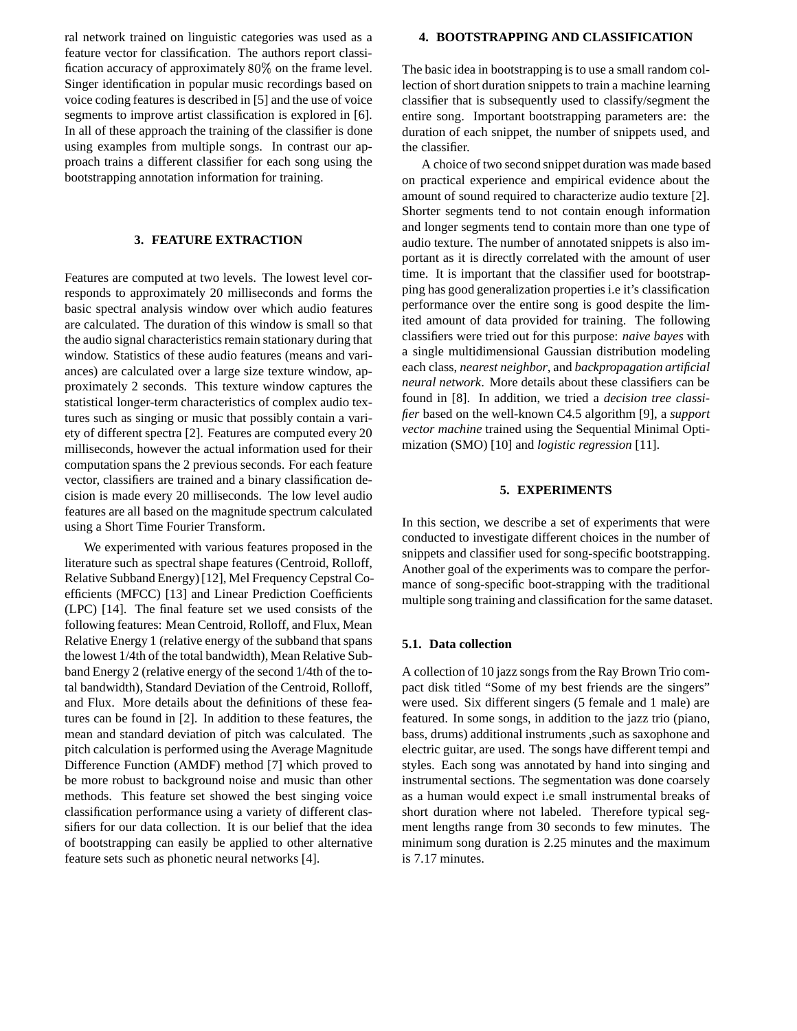ral network trained on linguistic categories was used as a feature vector for classification. The authors report classification accuracy of approximately $80\%$ on the frame level. Singer identification in popular music recordings based on voice coding features is described in [5] and the use of voice segments to improve artist classification is explored in [6]. In all of these approach the training of the classifier is done using examples from multiple songs. In contrast our approach trains a different classifier for each song using the bootstrapping annotation information for training.

## 3. FEATURE EXTRACTION

Features are computed at two levels. The lowest level corresponds to approximately 20 milliseconds and forms the basic spectral analysis window over which audio features are calculated. The duration of this window is small so that the audio signal characteristics remain stationary during that window. Statistics of these audio features (means and variances) are calculated over a large size texture window, approximately 2 seconds. This texture window captures the statistical longer-term characteristics of complex audio textures such as singing or music that possibly contain a variety of different spectra [2]. Features are computed every 20 milliseconds, however the actual information used for their computation spans the 2 previous seconds. For each feature vector, classifiers are trained and a binary classification decision is made every 20 milliseconds. The low level audio features are all based on the magnitude spectrum calculated using a Short Time Fourier Transform.

We experimented with various features proposed in the literature such as spectral shape features (Centroid, Rolloff, Relative Subband Energy) [12], Mel Frequency Cepstral Coefficients (MFCC) [13] and Linear Prediction Coefficients (LPC) [14]. The final feature set we used consists of the following features: Mean Centroid, Rolloff, and Flux, Mean Relative Energy 1 (relative energy of the subband that spans the lowest 1/4th of the total bandwidth), Mean Relative Subband Energy 2 (relative energy of the second 1/4th of the total bandwidth), Standard Deviation of the Centroid, Rolloff, and Flux. More details about the definitions of these features can be found in [2]. In addition to these features, the mean and standard deviation of pitch was calculated. The pitch calculation is performed using the Average Magnitude Difference Function (AMDF) method [7] which proved to be more robust to background noise and music than other methods. This feature set showed the best singing voice classification performance using a variety of different classifiers for our data collection. It is our belief that the idea of bootstrapping can easily be applied to other alternative feature sets such as phonetic neural networks [4].

## 4. BOOTSTRAPPING AND CLASSIFICATION

The basic idea in bootstrapping is to use a small random collection of short duration snippets to train a machine learning classifier that is subsequently used to classify/segment the entire song. Important bootstrapping parameters are: the duration of each snippet, the number of snippets used, and the classifier.

A choice of two second snippet duration was made based on practical experience and empirical evidence about the amount of sound required to characterize audio texture [2]. Shorter segments tend to not contain enough information and longer segments tend to contain more than one type of audio texture. The number of annotated snippets is also important as it is directly correlated with the amount of user time. It is important that the classifier used for bootstrapping has good generalization properties i.e it's classification performance over the entire song is good despite the limited amount of data provided for training. The following classifiers were tried out for this purpose: *naive bayes* with a single multidimensional Gaussian distribution modeling each class, *nearest neighbor*, and *backpropagation artificial neural network*. More details about these classifiers can be found in [8]. In addition, we tried a *decision tree classifier* based on the well-known C4.5 algorithm [9], a *support vector machine* trained using the Sequential Minimal Optimization (SMO) [10] and *logistic regression* [11].

## 5. EXPERIMENTS

In this section, we describe a set of experiments that were conducted to investigate different choices in the number of snippets and classifier used for song-specific bootstrapping. Another goal of the experiments was to compare the performance of song-specific boot-strapping with the traditional multiple song training and classification for the same dataset.

### 5.1. Data collection

A collection of 10 jazz songs from the Ray Brown Trio compact disk titled "Some of my best friends are the singers" were used. Six different singers (5 female and 1 male) are featured. In some songs, in addition to the jazz trio (piano, bass, drums) additional instruments ,such as saxophone and electric guitar, are used. The songs have different tempi and styles. Each song was annotated by hand into singing and instrumental sections. The segmentation was done coarsely as a human would expect i.e small instrumental breaks of short duration where not labeled. Therefore typical segment lengths range from 30 seconds to few minutes. The minimum song duration is 2.25 minutes and the maximum is 7.17 minutes.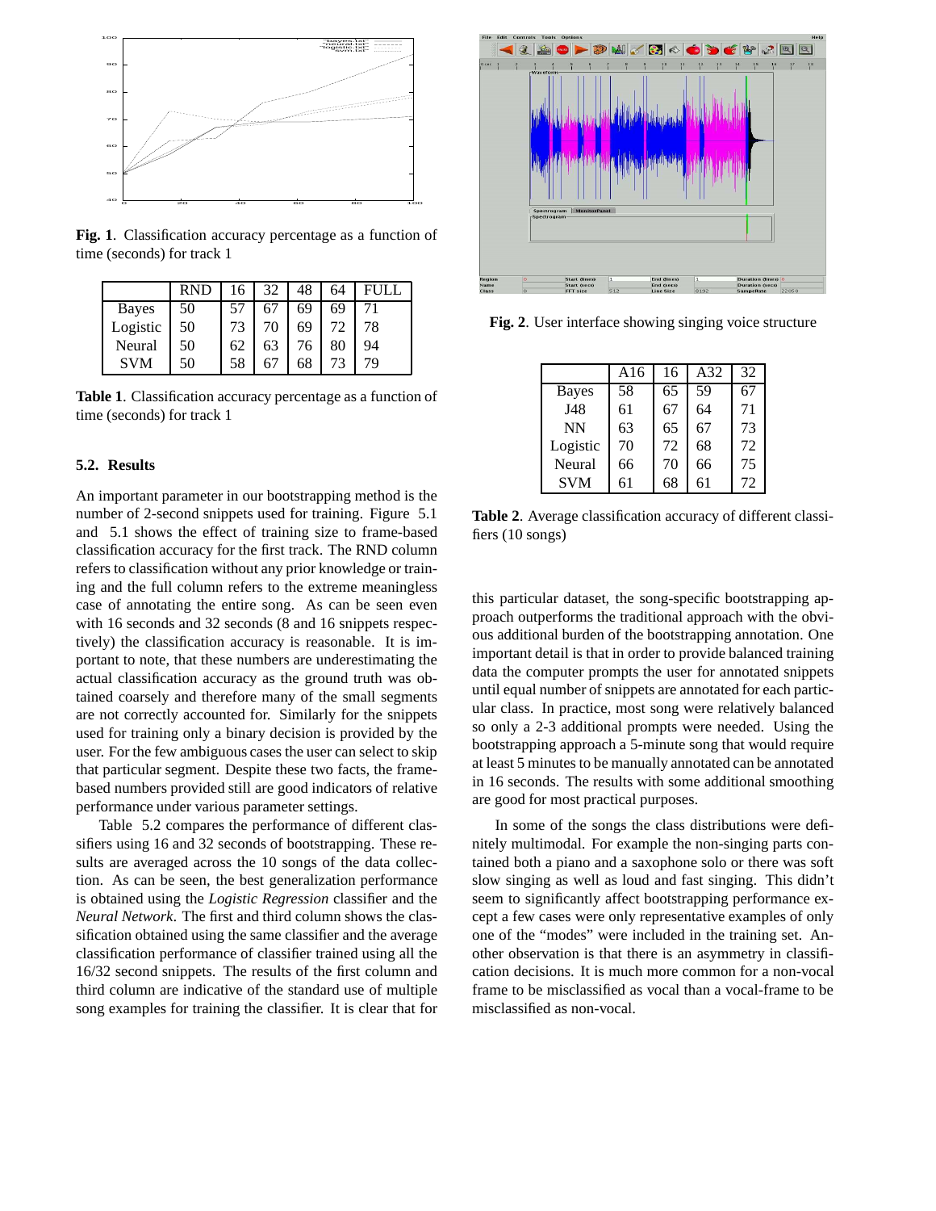**Fig. 1**. Classification accuracy percentage as a function of time (seconds) for track 1

|  | RND | 16 | 32 | 48 | 64 | FULL |
|---|---|---|---|---|---|---|
| Bayes | 50 | 57 | 67 | 69 | 69 | 71 |
| Logistic | 50 | 73 | 70 | 69 | 72 | 78 |
| Neural | 50 | 62 | 63 | 76 | 80 | 94 |
| SVM | 50 | 58 | 67 | 68 | 73 | 79 |

**Table 1**. Classification accuracy percentage as a function of time (seconds) for track 1

### 5.2. Results

An important parameter in our bootstrapping method is the number of 2-second snippets used for training. Figure 5.1 and 5.1 shows the effect of training size to frame-based classification accuracy for the first track. The RND column refers to classification without any prior knowledge or training and the full column refers to the extreme meaningless case of annotating the entire song. As can be seen even with 16 seconds and 32 seconds (8 and 16 snippets respectively) the classification accuracy is reasonable. It is important to note, that these numbers are underestimating the actual classification accuracy as the ground truth was obtained coarsely and therefore many of the small segments are not correctly accounted for. Similarly for the snippets used for training only a binary decision is provided by the user. For the few ambiguous cases the user can select to skip that particular segment. Despite these two facts, the frame-based numbers provided still are good indicators of relative performance under various parameter settings.

Table 5.2 compares the performance of different classifiers using 16 and 32 seconds of bootstrapping. These results are averaged across the 10 songs of the data collection. As can be seen, the best generalization performance is obtained using the *Logistic Regression* classifier and the *Neural Network*. The first and third column shows the classification obtained using the same classifier and the average classification performance of classifier trained using all the 16/32 second snippets. The results of the first column and third column are indicative of the standard use of multiple song examples for training the classifier. It is clear that for

**Fig. 2**. User interface showing singing voice structure

|  | A16 | 16 | A32 | 32 |
|---|---|---|---|---|
| Bayes | 58 | 65 | 59 | 67 |
| J48 | 61 | 67 | 64 | 71 |
| NN | 63 | 65 | 67 | 73 |
| Logistic | 70 | 72 | 68 | 72 |
| Neural | 66 | 70 | 66 | 75 |
| SVM | 61 | 68 | 61 | 72 |

**Table 2**. Average classification accuracy of different classifiers (10 songs)

this particular dataset, the song-specific bootstrapping approach outperforms the traditional approach with the obvious additional burden of the bootstrapping annotation. One important detail is that in order to provide balanced training data the computer prompts the user for annotated snippets until equal number of snippets are annotated for each particular class. In practice, most song were relatively balanced so only a 2-3 additional prompts were needed. Using the bootstrapping approach a 5-minute song that would require at least 5 minutes to be manually annotated can be annotated in 16 seconds. The results with some additional smoothing are good for most practical purposes.

In some of the songs the class distributions were definitely multimodal. For example the non-singing parts contained both a piano and a saxophone solo or there was soft slow singing as well as loud and fast singing. This didn't seem to significantly affect bootstrapping performance except a few cases were only representative examples of only one of the "modes" were included in the training set. Another observation is that there is an asymmetry in classification decisions. It is much more common for a non-vocal frame to be misclassified as vocal than a vocal-frame to be misclassified as non-vocal.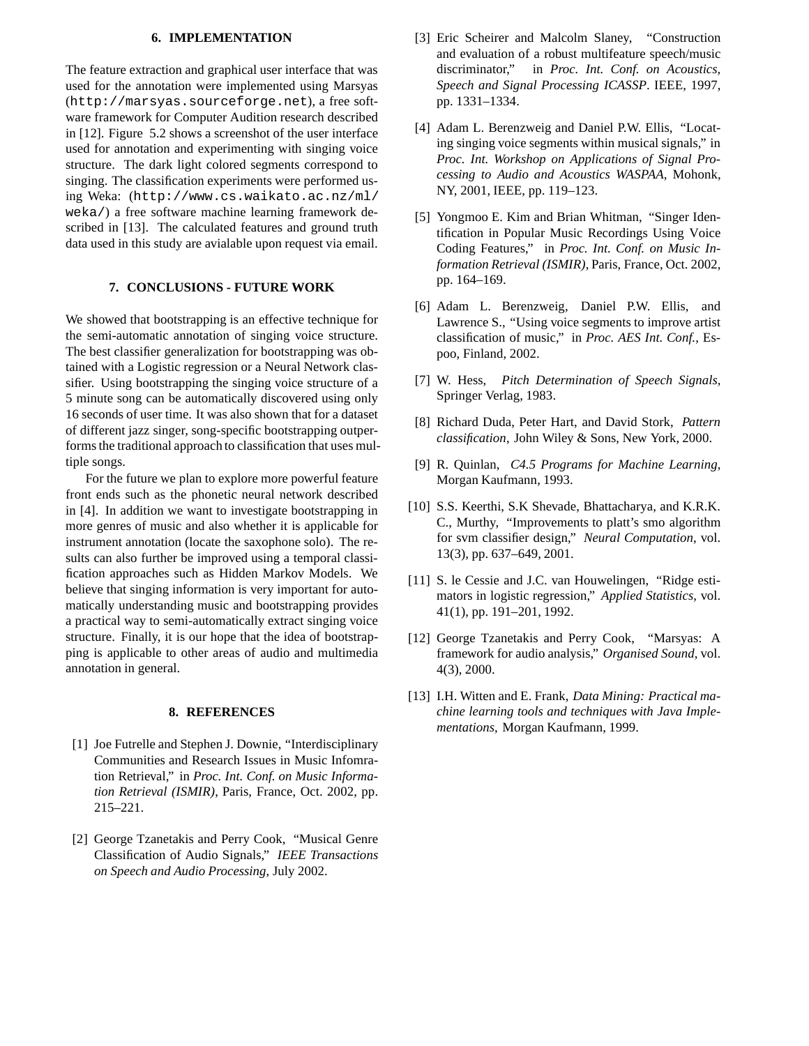## 6. IMPLEMENTATION

The feature extraction and graphical user interface that was used for the annotation were implemented using Marsyas (http://marsyas.sourceforge.net), a free software framework for Computer Audition research described in [12]. Figure 5.2 shows a screenshot of the user interface used for annotation and experimenting with singing voice structure. The dark light colored segments correspond to singing. The classification experiments were performed using Weka: (http://www.cs.waikato.ac.nz/ml/weka/) a free software machine learning framework described in [13]. The calculated features and ground truth data used in this study are avialable upon request via email.

## 7. CONCLUSIONS - FUTURE WORK

We showed that bootstrapping is an effective technique for the semi-automatic annotation of singing voice structure. The best classifier generalization for bootstrapping was obtained with a Logistic regression or a Neural Network classifier. Using bootstrapping the singing voice structure of a 5 minute song can be automatically discovered using only 16 seconds of user time. It was also shown that for a dataset of different jazz singer, song-specific bootstrapping outperforms the traditional approach to classification that uses multiple songs.

For the future we plan to explore more powerful feature front ends such as the phonetic neural network described in [4]. In addition we want to investigate bootstrapping in more genres of music and also whether it is applicable for instrument annotation (locate the saxophone solo). The results can also further be improved using a temporal classification approaches such as Hidden Markov Models. We believe that singing information is very important for automatically understanding music and bootstrapping provides a practical way to semi-automatically extract singing voice structure. Finally, it is our hope that the idea of bootstrapping is applicable to other areas of audio and multimedia annotation in general.

## 8. REFERENCES

[1] Joe Futrelle and Stephen J. Downie, "Interdisciplinary Communities and Research Issues in Music Infomration Retrieval," in *Proc. Int. Conf. on Music Information Retrieval (ISMIR)*, Paris, France, Oct. 2002, pp. 215–221.

[2] George Tzanetakis and Perry Cook, "Musical Genre Classification of Audio Signals," *IEEE Transactions on Speech and Audio Processing*, July 2002.

[3] Eric Scheirer and Malcolm Slaney, "Construction and evaluation of a robust multifeature speech/music discriminator," in *Proc. Int. Conf. on Acoustics, Speech and Signal Processing ICASSP*. IEEE, 1997, pp. 1331–1334.

[4] Adam L. Berenzweig and Daniel P.W. Ellis, "Locating singing voice segments within musical signals," in *Proc. Int. Workshop on Applications of Signal Processing to Audio and Acoustics WASPAA*, Mohonk, NY, 2001, IEEE, pp. 119–123.

[5] Yongmoo E. Kim and Brian Whitman, "Singer Identification in Popular Music Recordings Using Voice Coding Features," in *Proc. Int. Conf. on Music Information Retrieval (ISMIR)*, Paris, France, Oct. 2002, pp. 164–169.

[6] Adam L. Berenzweig, Daniel P.W. Ellis, and Lawrence S., "Using voice segments to improve artist classification of music," in *Proc. AES Int. Conf.*, Espoo, Finland, 2002.

[7] W. Hess, *Pitch Determination of Speech Signals*, Springer Verlag, 1983.

[8] Richard Duda, Peter Hart, and David Stork, *Pattern classification*, John Wiley & Sons, New York, 2000.

[9] R. Quinlan, *C4.5 Programs for Machine Learning*, Morgan Kaufmann, 1993.

[10] S.S. Keerthi, S.K Shevade, Bhattacharya, and K.R.K. C., Murthy, "Improvements to platt's smo algorithm for svm classifier design," *Neural Computation*, vol. 13(3), pp. 637–649, 2001.

[11] S. le Cessie and J.C. van Houwelingen, "Ridge estimators in logistic regression," *Applied Statistics*, vol. 41(1), pp. 191–201, 1992.

[12] George Tzanetakis and Perry Cook, "Marsyas: A framework for audio analysis," *Organised Sound*, vol. 4(3), 2000.

[13] I.H. Witten and E. Frank, *Data Mining: Practical machine learning tools and techniques with Java Implementations*, Morgan Kaufmann, 1999.